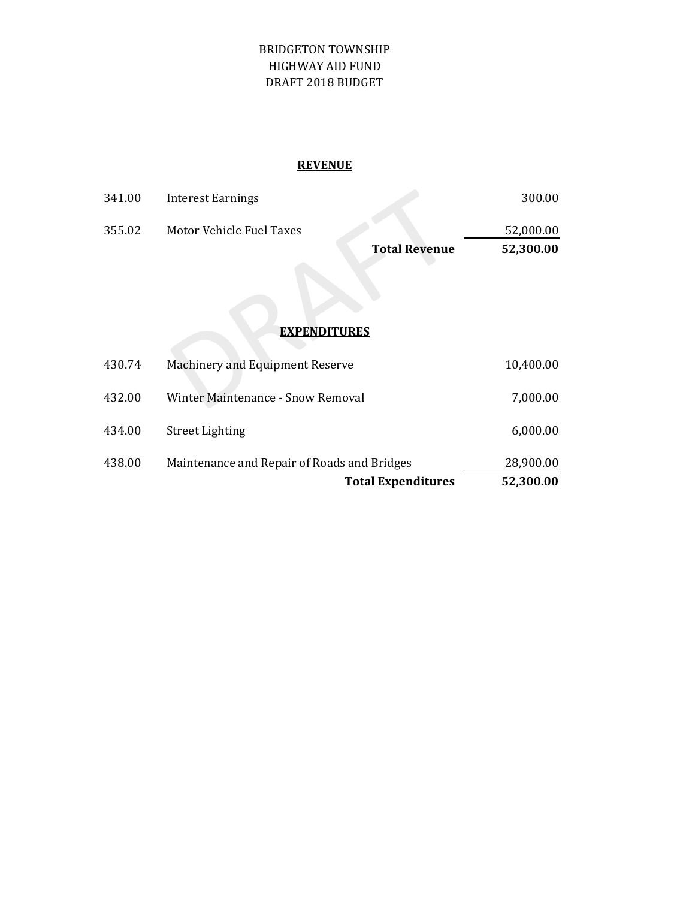# BRIDGETON TOWNSHIP
# HIGHWAY AID FUND
# DRAFT 2018 BUDGET

## REVENUE

| | | |
|---|---|---|
| 341.00 | Interest Earnings | 300.00 |
| 355.02 | Motor Vehicle Fuel Taxes | 52,000.00 |
| | **Total Revenue** | **52,300.00** |

## EXPENDITURES

| | | |
|---|---|---|
| 430.74 | Machinery and Equipment Reserve | 10,400.00 |
| 432.00 | Winter Maintenance - Snow Removal | 7,000.00 |
| 434.00 | Street Lighting | 6,000.00 |
| 438.00 | Maintenance and Repair of Roads and Bridges | 28,900.00 |
| | **Total Expenditures** | **52,300.00** |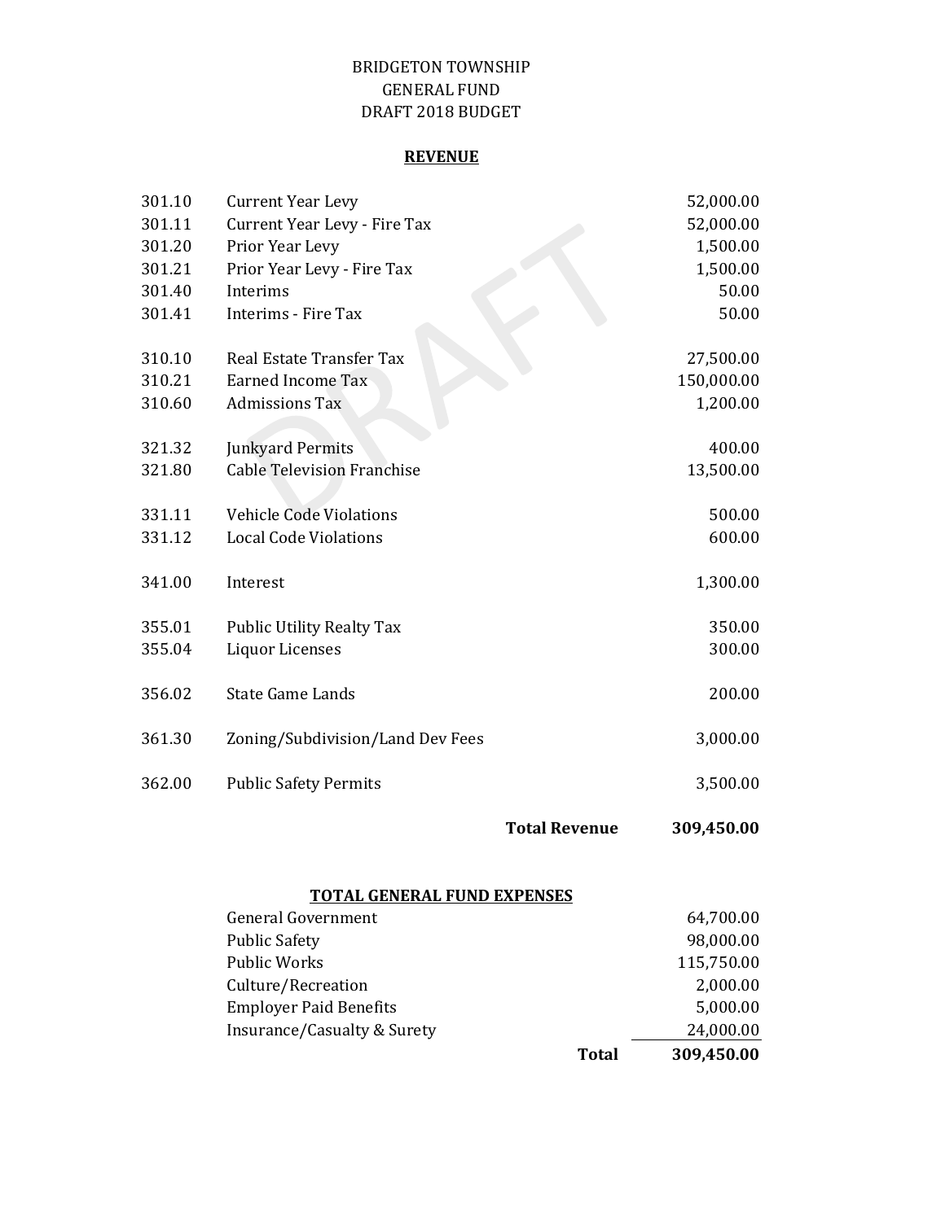BRIDGETON TOWNSHIP
GENERAL FUND
DRAFT 2018 BUDGET

## REVENUE

| Code | Description | Amount |
|---|---|---|
| 301.10 | Current Year Levy | 52,000.00 |
| 301.11 | Current Year Levy - Fire Tax | 52,000.00 |
| 301.20 | Prior Year Levy | 1,500.00 |
| 301.21 | Prior Year Levy - Fire Tax | 1,500.00 |
| 301.40 | Interims | 50.00 |
| 301.41 | Interims - Fire Tax | 50.00 |
| 310.10 | Real Estate Transfer Tax | 27,500.00 |
| 310.21 | Earned Income Tax | 150,000.00 |
| 310.60 | Admissions Tax | 1,200.00 |
| 321.32 | Junkyard Permits | 400.00 |
| 321.80 | Cable Television Franchise | 13,500.00 |
| 331.11 | Vehicle Code Violations | 500.00 |
| 331.12 | Local Code Violations | 600.00 |
| 341.00 | Interest | 1,300.00 |
| 355.01 | Public Utility Realty Tax | 350.00 |
| 355.04 | Liquor Licenses | 300.00 |
| 356.02 | State Game Lands | 200.00 |
| 361.30 | Zoning/Subdivision/Land Dev Fees | 3,000.00 |
| 362.00 | Public Safety Permits | 3,500.00 |
| | **Total Revenue** | **309,450.00** |

## TOTAL GENERAL FUND EXPENSES

| Category | Amount |
|---|---|
| General Government | 64,700.00 |
| Public Safety | 98,000.00 |
| Public Works | 115,750.00 |
| Culture/Recreation | 2,000.00 |
| Employer Paid Benefits | 5,000.00 |
| Insurance/Casualty & Surety | 24,000.00 |
| **Total** | **309,450.00** |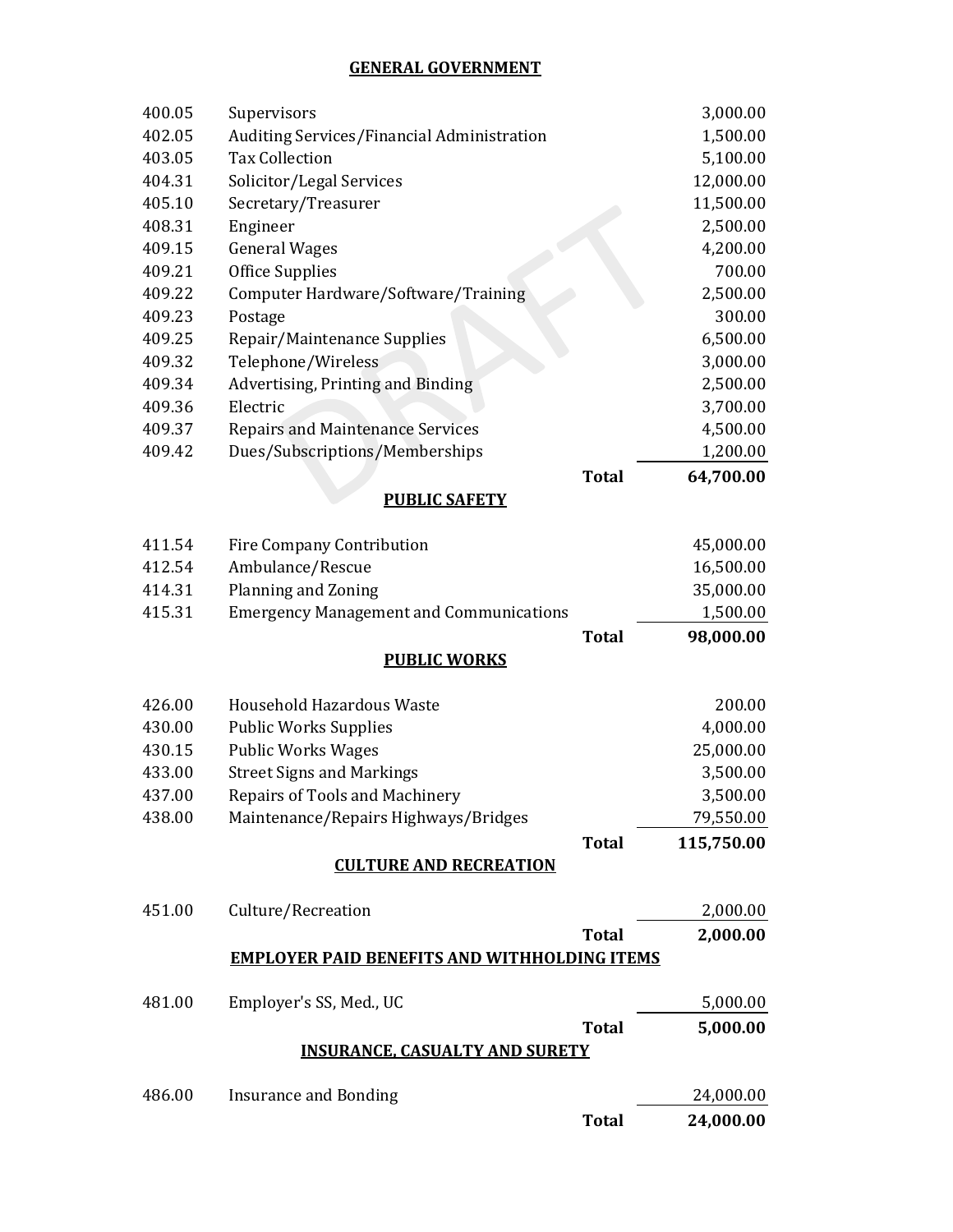## GENERAL GOVERNMENT

| | | |
|---|---|---|
| 400.05 | Supervisors | 3,000.00 |
| 402.05 | Auditing Services/Financial Administration | 1,500.00 |
| 403.05 | Tax Collection | 5,100.00 |
| 404.31 | Solicitor/Legal Services | 12,000.00 |
| 405.10 | Secretary/Treasurer | 11,500.00 |
| 408.31 | Engineer | 2,500.00 |
| 409.15 | General Wages | 4,200.00 |
| 409.21 | Office Supplies | 700.00 |
| 409.22 | Computer Hardware/Software/Training | 2,500.00 |
| 409.23 | Postage | 300.00 |
| 409.25 | Repair/Maintenance Supplies | 6,500.00 |
| 409.32 | Telephone/Wireless | 3,000.00 |
| 409.34 | Advertising, Printing and Binding | 2,500.00 |
| 409.36 | Electric | 3,700.00 |
| 409.37 | Repairs and Maintenance Services | 4,500.00 |
| 409.42 | Dues/Subscriptions/Memberships | 1,200.00 |
| | **Total** | **64,700.00** |

## PUBLIC SAFETY

| | | |
|---|---|---|
| 411.54 | Fire Company Contribution | 45,000.00 |
| 412.54 | Ambulance/Rescue | 16,500.00 |
| 414.31 | Planning and Zoning | 35,000.00 |
| 415.31 | Emergency Management and Communications | 1,500.00 |
| | **Total** | **98,000.00** |

## PUBLIC WORKS

| | | |
|---|---|---|
| 426.00 | Household Hazardous Waste | 200.00 |
| 430.00 | Public Works Supplies | 4,000.00 |
| 430.15 | Public Works Wages | 25,000.00 |
| 433.00 | Street Signs and Markings | 3,500.00 |
| 437.00 | Repairs of Tools and Machinery | 3,500.00 |
| 438.00 | Maintenance/Repairs Highways/Bridges | 79,550.00 |
| | **Total** | **115,750.00** |

## CULTURE AND RECREATION

| | | |
|---|---|---|
| 451.00 | Culture/Recreation | 2,000.00 |
| | **Total** | **2,000.00** |

## EMPLOYER PAID BENEFITS AND WITHHOLDING ITEMS

| | | |
|---|---|---|
| 481.00 | Employer's SS, Med., UC | 5,000.00 |
| | **Total** | **5,000.00** |

## INSURANCE, CASUALTY AND SURETY

| | | |
|---|---|---|
| 486.00 | Insurance and Bonding | 24,000.00 |
| | **Total** | **24,000.00** |